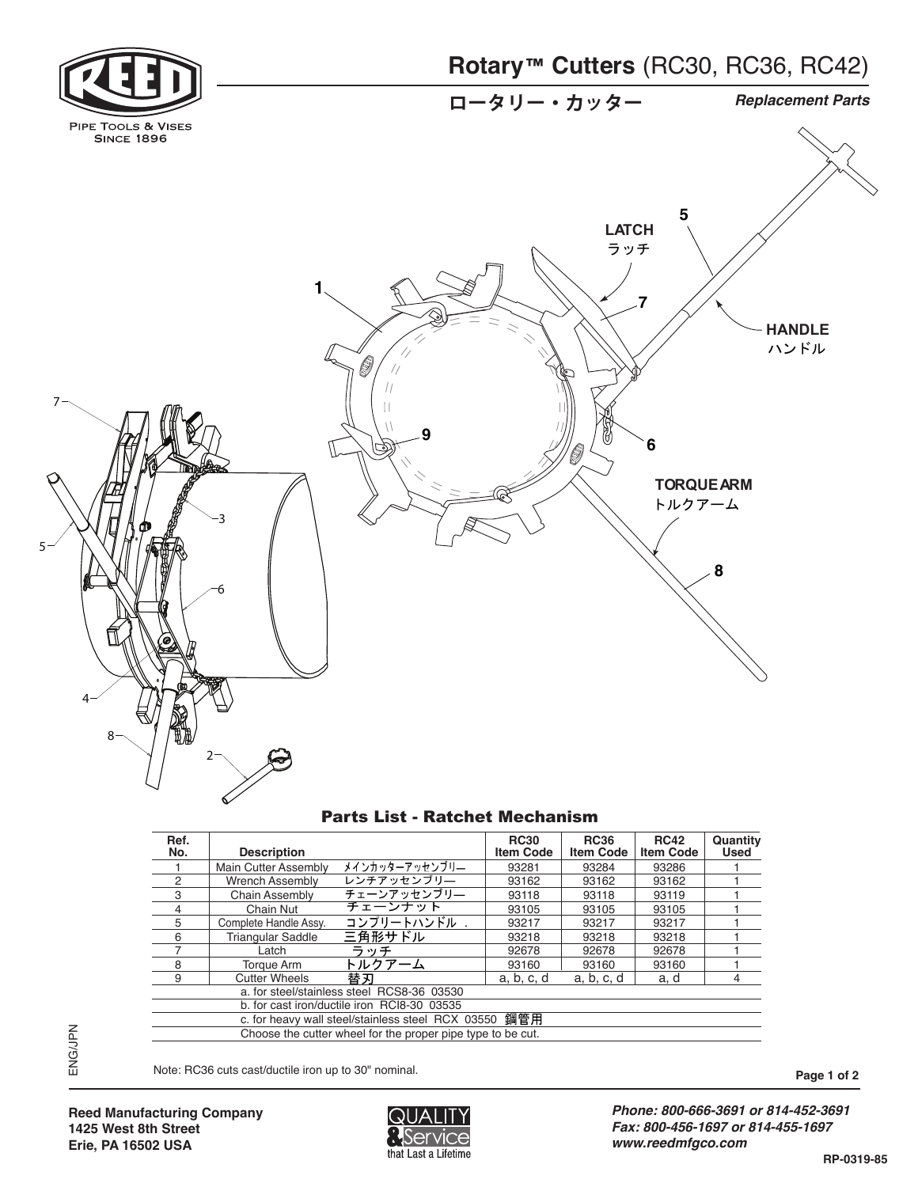# Rotary™ Cutters (RC30, RC36, RC42)

## ロータリー・カッター

*Replacement Parts*

PIPE TOOLS & VISES
SINCE 1896

### Parts List - Ratchet Mechanism

| Ref. No. | Description | | RC30 Item Code | RC36 Item Code | RC42 Item Code | Quantity Used |
|---|---|---|---|---|---|---|
| 1 | Main Cutter Assembly | メインカッターアッセンブリー | 93281 | 93284 | 93286 | 1 |
| 2 | Wrench Assembly | レンチアッセンブリー | 93162 | 93162 | 93162 | 1 |
| 3 | Chain Assembly | チェーンアッセンブリー | 93118 | 93118 | 93119 | 1 |
| 4 | Chain Nut | チェーンナット | 93105 | 93105 | 93105 | 1 |
| 5 | Complete Handle Assy. | コンプリートハンドル . | 93217 | 93217 | 93217 | 1 |
| 6 | Triangular Saddle | 三角形サドル | 93218 | 93218 | 93218 | 1 |
| 7 | Latch | ラッチ | 92678 | 92678 | 92678 | 1 |
| 8 | Torque Arm | トルクアーム | 93160 | 93160 | 93160 | 1 |
| 9 | Cutter Wheels | 替刃 | a, b, c, d | a, b, c, d | a, d | 4 |
| | a. for steel/stainless steel RCS8-36 03530 | | | | | |
| | b. for cast iron/ductile iron RCI8-30 03535 | | | | | |
| | c. for heavy wall steel/stainless steel RCX 03550 鋼管用 | | | | | |
| | Choose the cutter wheel for the proper pipe type to be cut. | | | | | |

Note: RC36 cuts cast/ductile iron up to 30" nominal.

ENG/JPN

**Reed Manufacturing Company**
**1425 West 8th Street**
**Erie, PA 16502 USA**

QUALITY & Service that Last a Lifetime

*Phone: 800-666-3691 or 814-452-3691*
*Fax: 800-456-1697 or 814-455-1697*
*www.reedmfgco.com*

RP-0319-85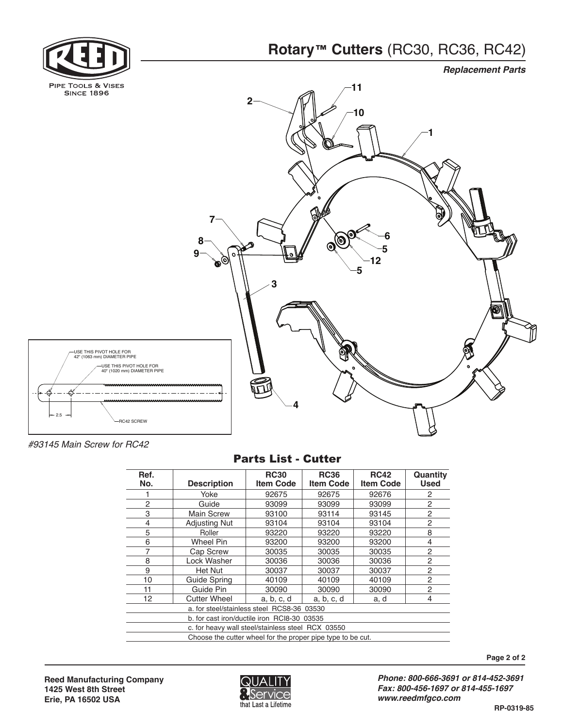# Rotary™ Cutters (RC30, RC36, RC42)

***Replacement Parts***

USE THIS PIVOT HOLE FOR 42" (1063 mm) DIAMETER PIPE

USE THIS PIVOT HOLE FOR 40" (1020 mm) DIAMETER PIPE

2.5

RC42 SCREW

*#93145 Main Screw for RC42*

## Parts List - Cutter

| Ref. No. | Description | RC30 Item Code | RC36 Item Code | RC42 Item Code | Quantity Used |
|---|---|---|---|---|---|
| 1 | Yoke | 92675 | 92675 | 92676 | 2 |
| 2 | Guide | 93099 | 93099 | 93099 | 2 |
| 3 | Main Screw | 93100 | 93114 | 93145 | 2 |
| 4 | Adjusting Nut | 93104 | 93104 | 93104 | 2 |
| 5 | Roller | 93220 | 93220 | 93220 | 8 |
| 6 | Wheel Pin | 93200 | 93200 | 93200 | 4 |
| 7 | Cap Screw | 30035 | 30035 | 30035 | 2 |
| 8 | Lock Washer | 30036 | 30036 | 30036 | 2 |
| 9 | Het Nut | 30037 | 30037 | 30037 | 2 |
| 10 | Guide Spring | 40109 | 40109 | 40109 | 2 |
| 11 | Guide Pin | 30090 | 30090 | 30090 | 2 |
| 12 | Cutter Wheel | a, b, c, d | a, b, c, d | a, d | 4 |

a. for steel/stainless steel RCS8-36 03530

b. for cast iron/ductile iron RCI8-30 03535

c. for heavy wall steel/stainless steel RCX 03550

Choose the cutter wheel for the proper pipe type to be cut.

**Reed Manufacturing Company**
**1425 West 8th Street**
**Erie, PA 16502 USA**

QUALITY & Service that Last a Lifetime

***Phone: 800-666-3691 or 814-452-3691***
***Fax: 800-456-1697 or 814-455-1697***
***www.reedmfgco.com***

**RP-0319-85**